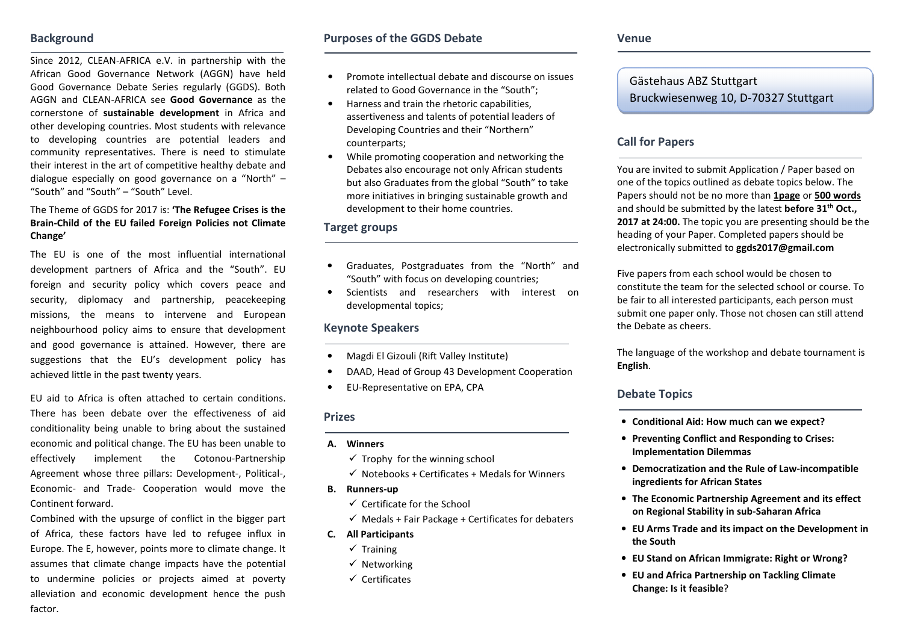## Background

Since 2012, CLEAN-AFRICA e.V. in partnership with the African Good Governance Network (AGGN) have held Good Governance Debate Series regularly (GGDS). Both AGGN and CLEAN-AFRICA see **Good Governance** as the cornerstone of **sustainable development** in Africa and other developing countries. Most students with relevance to developing countries are potential leaders and community representatives. There is need to stimulate their interest in the art of competitive healthy debate and dialogue especially on good governance on a "North" – "South" and "South" – "South" Level.

The Theme of GGDS for 2017 is: **'The Refugee Crises is the Brain-Child of the EU failed Foreign Policies not Climate Change'**

The EU is one of the most influential international development partners of Africa and the "South". EU foreign and security policy which covers peace and security, diplomacy and partnership, peacekeeping missions, the means to intervene and European neighbourhood policy aims to ensure that development and good governance is attained. However, there are suggestions that the EU's development policy has achieved little in the past twenty years.

EU aid to Africa is often attached to certain conditions. There has been debate over the effectiveness of aid conditionality being unable to bring about the sustained economic and political change. The EU has been unable to effectively implement the Cotonou-Partnership Agreement whose three pillars: Development-, Political-, Economic- and Trade- Cooperation would move the Continent forward.
Combined with the upsurge of conflict in the bigger part of Africa, these factors have led to refugee influx in Europe. The E, however, points more to climate change. It assumes that climate change impacts have the potential to undermine policies or projects aimed at poverty alleviation and economic development hence the push factor.

## Purposes of the GGDS Debate

- Promote intellectual debate and discourse on issues related to Good Governance in the "South";
- Harness and train the rhetoric capabilities, assertiveness and talents of potential leaders of Developing Countries and their "Northern" counterparts;
- While promoting cooperation and networking the Debates also encourage not only African students but also Graduates from the global "South" to take more initiatives in bringing sustainable growth and development to their home countries.

## Target groups

- Graduates, Postgraduates from the "North" and "South" with focus on developing countries;
- Scientists and researchers with interest on developmental topics;

## Keynote Speakers

- Magdi El Gizouli (Rift Valley Institute)
- DAAD, Head of Group 43 Development Cooperation
- EU-Representative on EPA, CPA

## Prizes

**A. Winners**
- ✓ Trophy for the winning school
- ✓ Notebooks + Certificates + Medals for Winners

**B. Runners-up**
- ✓ Certificate for the School
- ✓ Medals + Fair Package + Certificates for debaters

**C. All Participants**
- ✓ Training
- ✓ Networking
- ✓ Certificates

## Venue

Gästehaus ABZ Stuttgart
Bruckwiesenweg 10, D-70327 Stuttgart

## Call for Papers

You are invited to submit Application / Paper based on one of the topics outlined as debate topics below. The Papers should not be no more than **1page** or **500 words** and should be submitted by the latest **before 31th Oct., 2017 at 24:00.** The topic you are presenting should be the heading of your Paper. Completed papers should be electronically submitted to **ggds2017@gmail.com**

Five papers from each school would be chosen to constitute the team for the selected school or course. To be fair to all interested participants, each person must submit one paper only. Those not chosen can still attend the Debate as cheers.

The language of the workshop and debate tournament is **English**.

## Debate Topics

- **Conditional Aid: How much can we expect?**
- **Preventing Conflict and Responding to Crises: Implementation Dilemmas**
- **Democratization and the Rule of Law-incompatible ingredients for African States**
- **The Economic Partnership Agreement and its effect on Regional Stability in sub-Saharan Africa**
- **EU Arms Trade and its impact on the Development in the South**
- **EU Stand on African Immigrate: Right or Wrong?**
- **EU and Africa Partnership on Tackling Climate Change: Is it feasible**?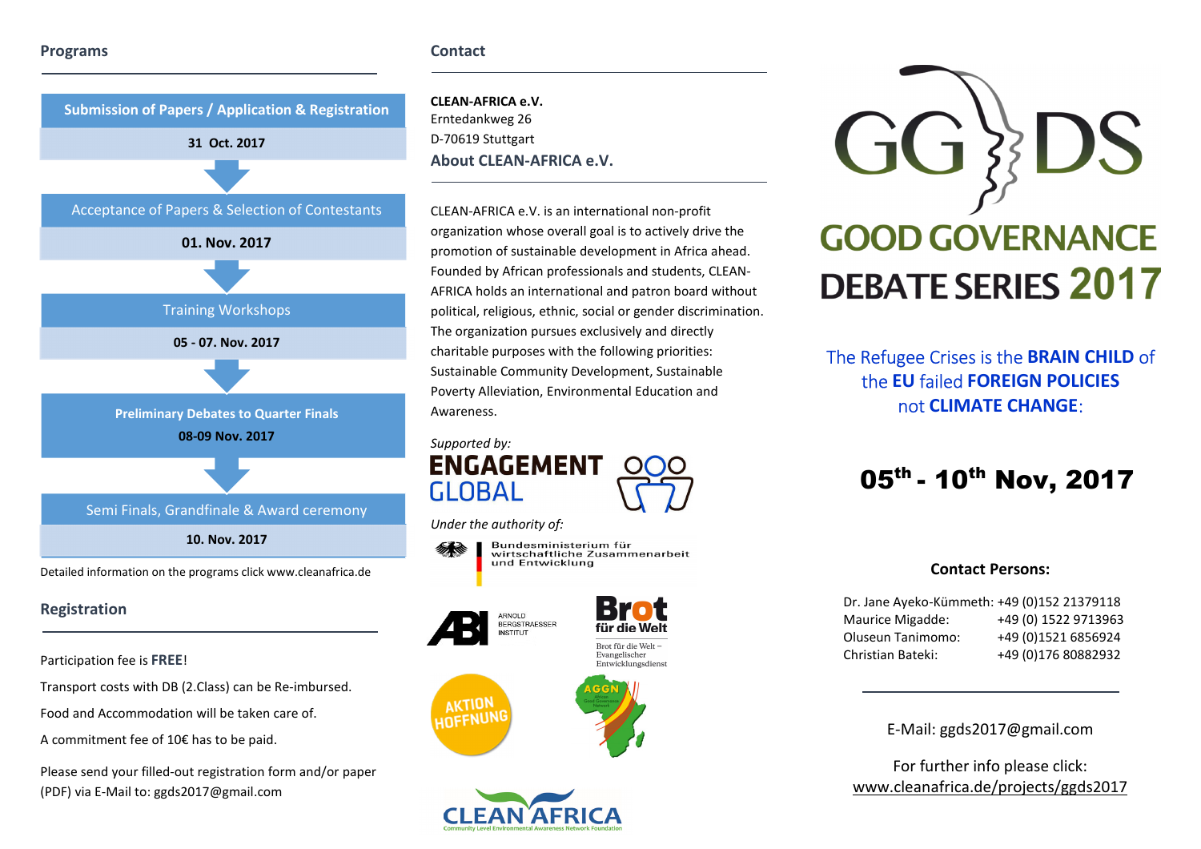## Programs

**Submission of Papers / Application & Registration**

**31 Oct. 2017**

Acceptance of Papers & Selection of Contestants

**01. Nov. 2017**

Training Workshops

**05 - 07. Nov. 2017**

**Preliminary Debates to Quarter Finals**

**08-09 Nov. 2017**

Semi Finals, Grandfinale & Award ceremony

**10. Nov. 2017**

Detailed information on the programs click www.cleanafrica.de

## Registration

Participation fee is **FREE**!

Transport costs with DB (2.Class) can be Re-imbursed.

Food and Accommodation will be taken care of.

A commitment fee of 10€ has to be paid.

Please send your filled-out registration form and/or paper (PDF) via E-Mail to: ggds2017@gmail.com

## Contact

**CLEAN-AFRICA e.V.**
Erntedankweg 26
D-70619 Stuttgart

## About CLEAN-AFRICA e.V.

CLEAN-AFRICA e.V. is an international non-profit organization whose overall goal is to actively drive the promotion of sustainable development in Africa ahead. Founded by African professionals and students, CLEAN-AFRICA holds an international and patron board without political, religious, ethnic, social or gender discrimination. The organization pursues exclusively and directly charitable purposes with the following priorities: Sustainable Community Development, Sustainable Poverty Alleviation, Environmental Education and Awareness.

*Supported by:*

ENGAGEMENT GLOBAL

*Under the authority of:*

Bundesministerium für wirtschaftliche Zusammenarbeit und Entwicklung

ARNOLD BERGSTRAESSER INSTITUT

Brot für die Welt
Brot für die Welt – Evangelischer Entwicklungsdienst

AKTION HOFFNUNG

AGGN

CLEAN AFRICA
Community Level Environmental Awareness Network Foundation

# GGDS

# GOOD GOVERNANCE DEBATE SERIES 2017

The Refugee Crises is the **BRAIN CHILD** of the **EU** failed **FOREIGN POLICIES** not **CLIMATE CHANGE**:

## 05th - 10th Nov, 2017

**Contact Persons:**

| | |
|---|---|
| Dr. Jane Ayeko-Kümmeth: | +49 (0)152 21379118 |
| Maurice Migadde: | +49 (0) 1522 9713963 |
| Oluseun Tanimomo: | +49 (0)1521 6856924 |
| Christian Bateki: | +49 (0)176 80882932 |

E-Mail: ggds2017@gmail.com

For further info please click:
www.cleanafrica.de/projects/ggds2017